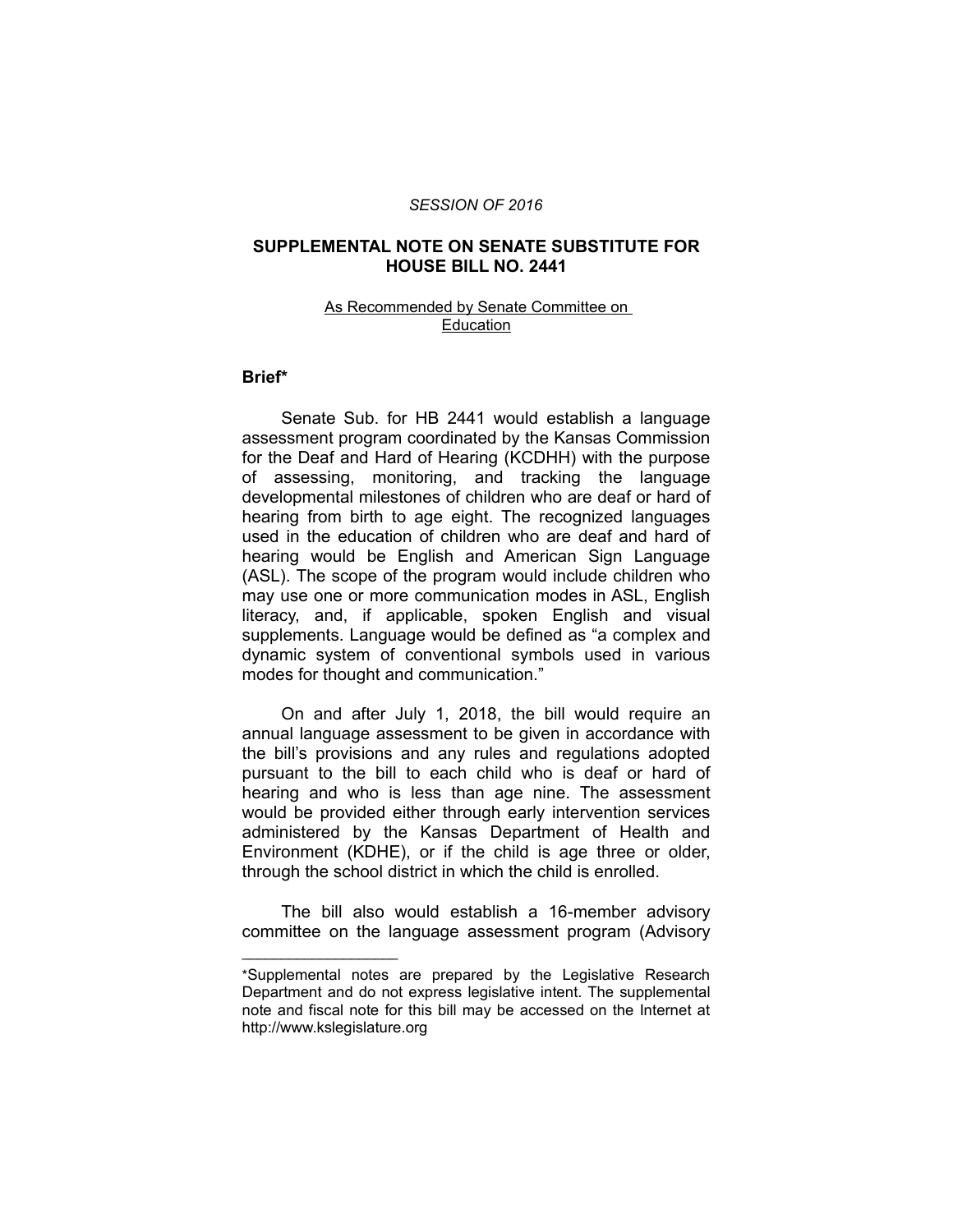*SESSION OF 2016*

# SUPPLEMENTAL NOTE ON SENATE SUBSTITUTE FOR HOUSE BILL NO. 2441

As Recommended by Senate Committee on Education

## Brief*

Senate Sub. for HB 2441 would establish a language assessment program coordinated by the Kansas Commission for the Deaf and Hard of Hearing (KCDHH) with the purpose of assessing, monitoring, and tracking the language developmental milestones of children who are deaf or hard of hearing from birth to age eight. The recognized languages used in the education of children who are deaf and hard of hearing would be English and American Sign Language (ASL). The scope of the program would include children who may use one or more communication modes in ASL, English literacy, and, if applicable, spoken English and visual supplements. Language would be defined as "a complex and dynamic system of conventional symbols used in various modes for thought and communication."

On and after July 1, 2018, the bill would require an annual language assessment to be given in accordance with the bill's provisions and any rules and regulations adopted pursuant to the bill to each child who is deaf or hard of hearing and who is less than age nine. The assessment would be provided either through early intervention services administered by the Kansas Department of Health and Environment (KDHE), or if the child is age three or older, through the school district in which the child is enrolled.

The bill also would establish a 16-member advisory committee on the language assessment program (Advisory

---

*Supplemental notes are prepared by the Legislative Research Department and do not express legislative intent. The supplemental note and fiscal note for this bill may be accessed on the Internet at http://www.kslegislature.org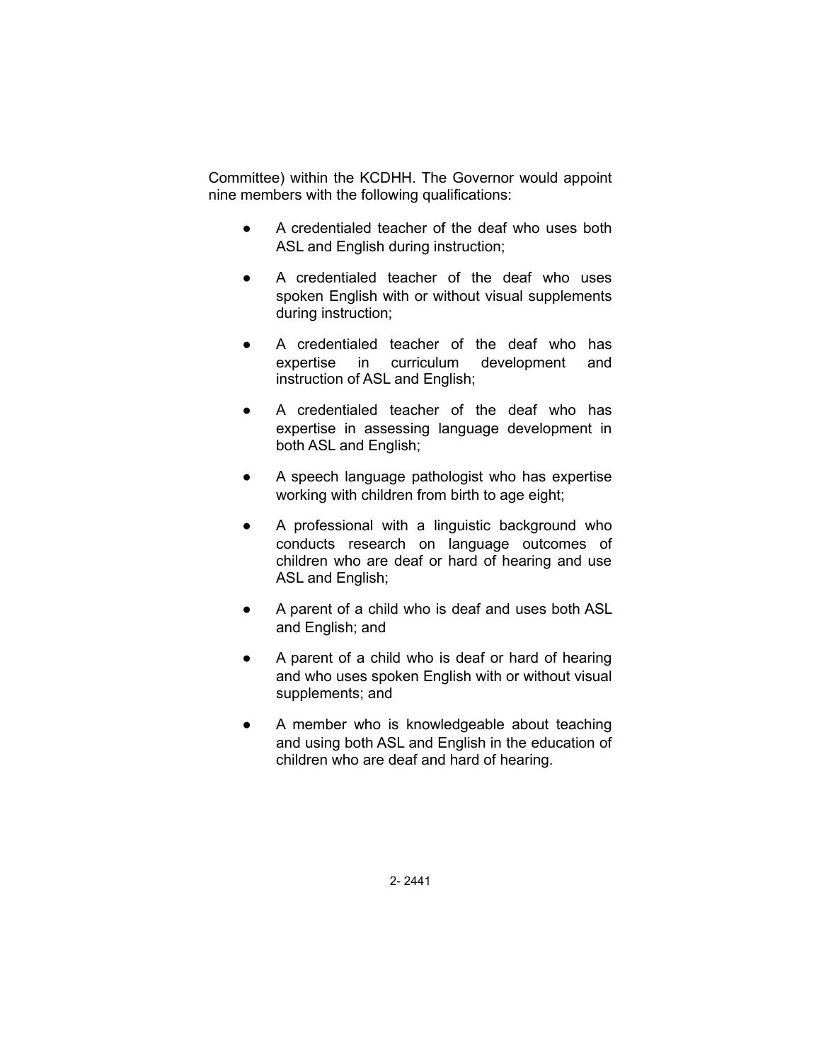Committee) within the KCDHH. The Governor would appoint nine members with the following qualifications:

- A credentialed teacher of the deaf who uses both ASL and English during instruction;
- A credentialed teacher of the deaf who uses spoken English with or without visual supplements during instruction;
- A credentialed teacher of the deaf who has expertise in curriculum development and instruction of ASL and English;
- A credentialed teacher of the deaf who has expertise in assessing language development in both ASL and English;
- A speech language pathologist who has expertise working with children from birth to age eight;
- A professional with a linguistic background who conducts research on language outcomes of children who are deaf or hard of hearing and use ASL and English;
- A parent of a child who is deaf and uses both ASL and English; and
- A parent of a child who is deaf or hard of hearing and who uses spoken English with or without visual supplements; and
- A member who is knowledgeable about teaching and using both ASL and English in the education of children who are deaf and hard of hearing.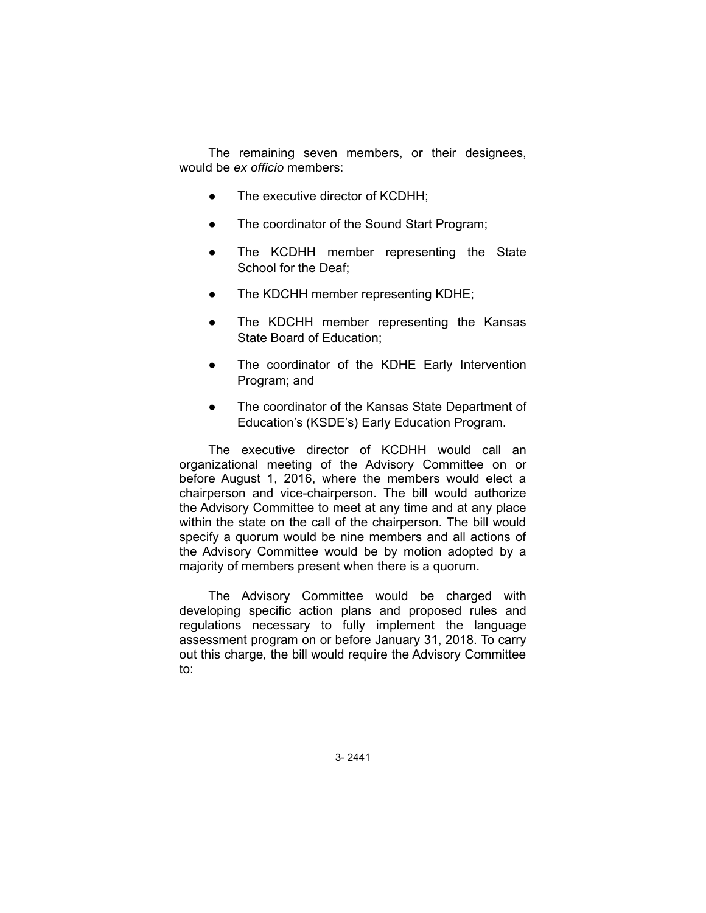The remaining seven members, or their designees, would be *ex officio* members:

- The executive director of KCDHH;
- The coordinator of the Sound Start Program;
- The KCDHH member representing the State School for the Deaf;
- The KDCHH member representing KDHE;
- The KDCHH member representing the Kansas State Board of Education;
- The coordinator of the KDHE Early Intervention Program; and
- The coordinator of the Kansas State Department of Education's (KSDE's) Early Education Program.

The executive director of KCDHH would call an organizational meeting of the Advisory Committee on or before August 1, 2016, where the members would elect a chairperson and vice-chairperson. The bill would authorize the Advisory Committee to meet at any time and at any place within the state on the call of the chairperson. The bill would specify a quorum would be nine members and all actions of the Advisory Committee would be by motion adopted by a majority of members present when there is a quorum.

The Advisory Committee would be charged with developing specific action plans and proposed rules and regulations necessary to fully implement the language assessment program on or before January 31, 2018. To carry out this charge, the bill would require the Advisory Committee to: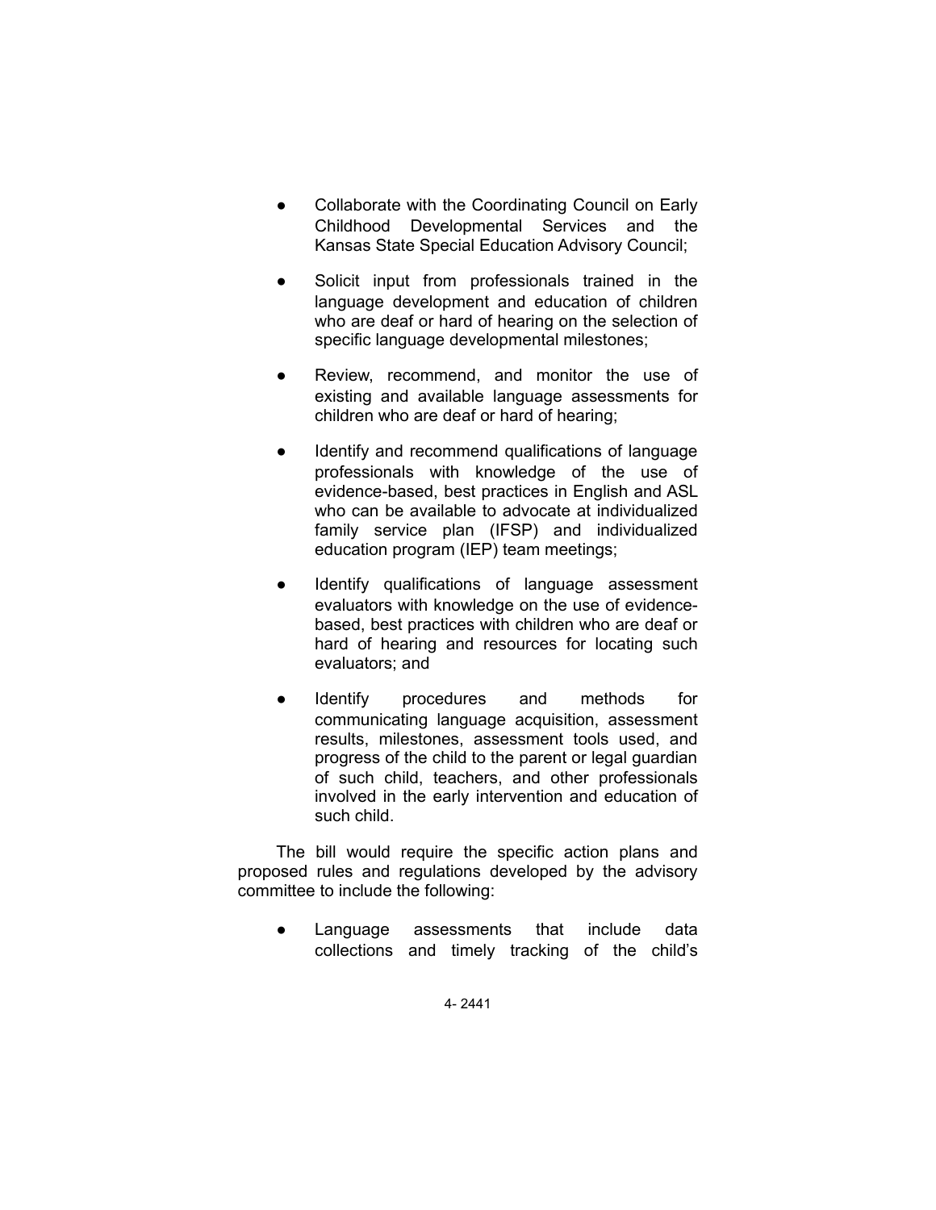- Collaborate with the Coordinating Council on Early Childhood Developmental Services and the Kansas State Special Education Advisory Council;

- Solicit input from professionals trained in the language development and education of children who are deaf or hard of hearing on the selection of specific language developmental milestones;

- Review, recommend, and monitor the use of existing and available language assessments for children who are deaf or hard of hearing;

- Identify and recommend qualifications of language professionals with knowledge of the use of evidence-based, best practices in English and ASL who can be available to advocate at individualized family service plan (IFSP) and individualized education program (IEP) team meetings;

- Identify qualifications of language assessment evaluators with knowledge on the use of evidence-based, best practices with children who are deaf or hard of hearing and resources for locating such evaluators; and

- Identify procedures and methods for communicating language acquisition, assessment results, milestones, assessment tools used, and progress of the child to the parent or legal guardian of such child, teachers, and other professionals involved in the early intervention and education of such child.

The bill would require the specific action plans and proposed rules and regulations developed by the advisory committee to include the following:

- Language assessments that include data collections and timely tracking of the child's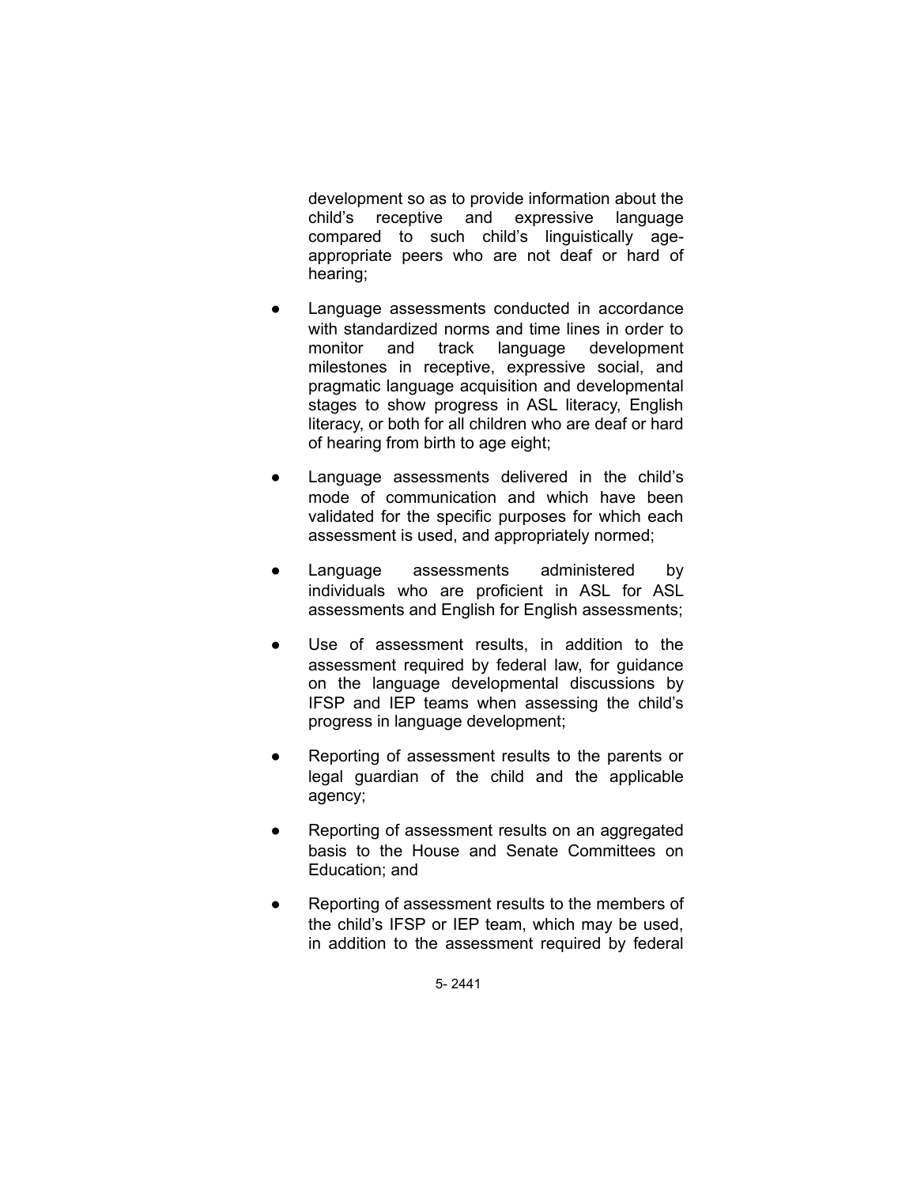development so as to provide information about the child's receptive and expressive language compared to such child's linguistically age-appropriate peers who are not deaf or hard of hearing;

- Language assessments conducted in accordance with standardized norms and time lines in order to monitor and track language development milestones in receptive, expressive social, and pragmatic language acquisition and developmental stages to show progress in ASL literacy, English literacy, or both for all children who are deaf or hard of hearing from birth to age eight;
- Language assessments delivered in the child's mode of communication and which have been validated for the specific purposes for which each assessment is used, and appropriately normed;
- Language assessments administered by individuals who are proficient in ASL for ASL assessments and English for English assessments;
- Use of assessment results, in addition to the assessment required by federal law, for guidance on the language developmental discussions by IFSP and IEP teams when assessing the child's progress in language development;
- Reporting of assessment results to the parents or legal guardian of the child and the applicable agency;
- Reporting of assessment results on an aggregated basis to the House and Senate Committees on Education; and
- Reporting of assessment results to the members of the child's IFSP or IEP team, which may be used, in addition to the assessment required by federal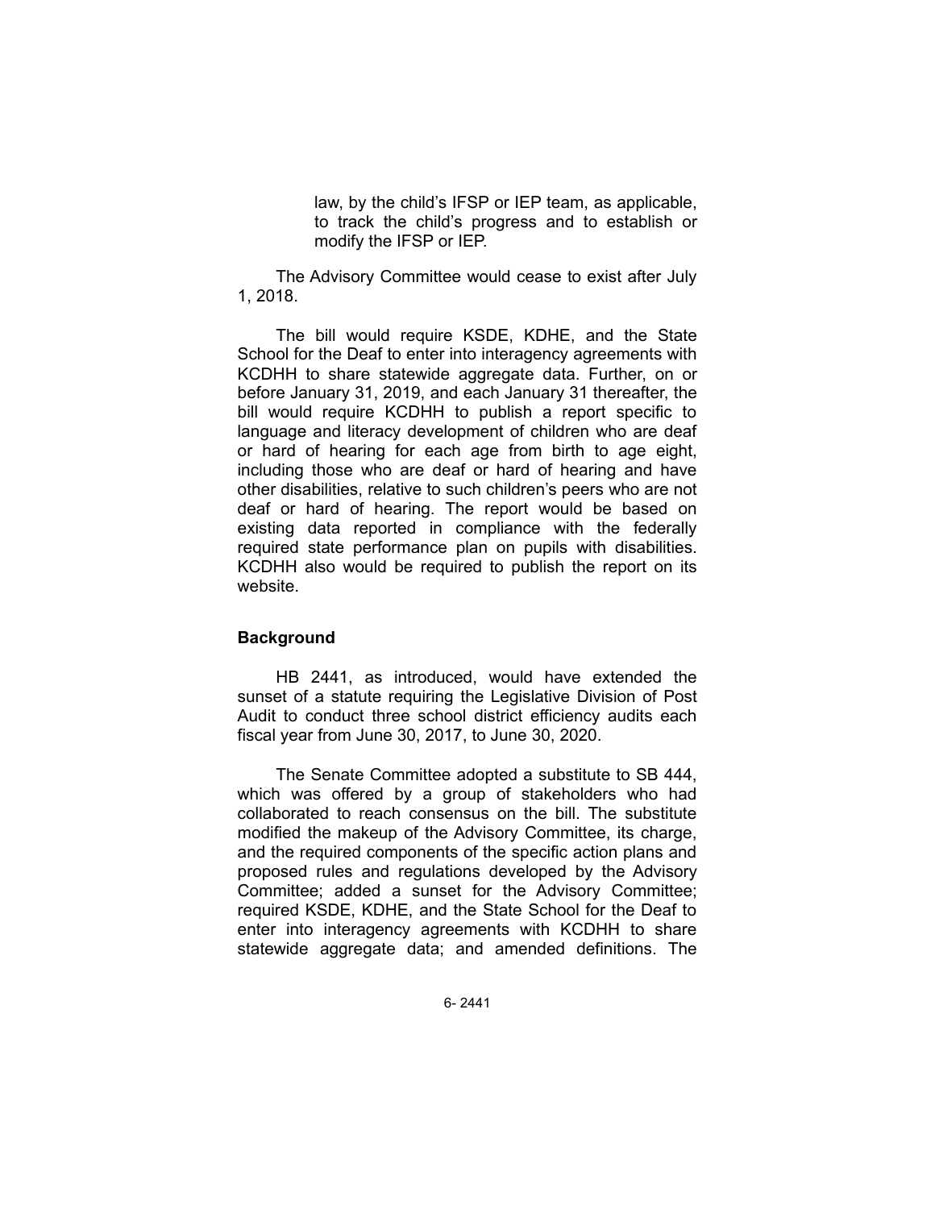law, by the child's IFSP or IEP team, as applicable, to track the child's progress and to establish or modify the IFSP or IEP.

The Advisory Committee would cease to exist after July 1, 2018.

The bill would require KSDE, KDHE, and the State School for the Deaf to enter into interagency agreements with KCDHH to share statewide aggregate data. Further, on or before January 31, 2019, and each January 31 thereafter, the bill would require KCDHH to publish a report specific to language and literacy development of children who are deaf or hard of hearing for each age from birth to age eight, including those who are deaf or hard of hearing and have other disabilities, relative to such children's peers who are not deaf or hard of hearing. The report would be based on existing data reported in compliance with the federally required state performance plan on pupils with disabilities. KCDHH also would be required to publish the report on its website.

## Background

HB 2441, as introduced, would have extended the sunset of a statute requiring the Legislative Division of Post Audit to conduct three school district efficiency audits each fiscal year from June 30, 2017, to June 30, 2020.

The Senate Committee adopted a substitute to SB 444, which was offered by a group of stakeholders who had collaborated to reach consensus on the bill. The substitute modified the makeup of the Advisory Committee, its charge, and the required components of the specific action plans and proposed rules and regulations developed by the Advisory Committee; added a sunset for the Advisory Committee; required KSDE, KDHE, and the State School for the Deaf to enter into interagency agreements with KCDHH to share statewide aggregate data; and amended definitions. The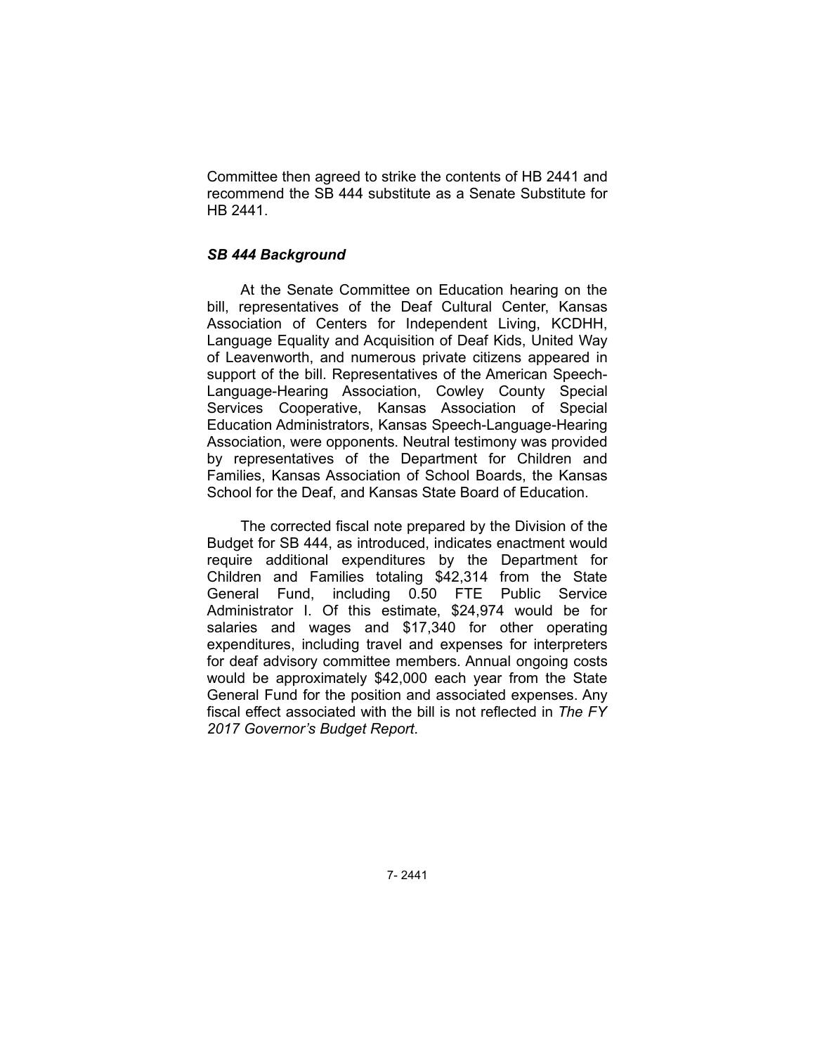Committee then agreed to strike the contents of HB 2441 and recommend the SB 444 substitute as a Senate Substitute for HB 2441.

### *SB 444 Background*

At the Senate Committee on Education hearing on the bill, representatives of the Deaf Cultural Center, Kansas Association of Centers for Independent Living, KCDHH, Language Equality and Acquisition of Deaf Kids, United Way of Leavenworth, and numerous private citizens appeared in support of the bill. Representatives of the American Speech-Language-Hearing Association, Cowley County Special Services Cooperative, Kansas Association of Special Education Administrators, Kansas Speech-Language-Hearing Association, were opponents. Neutral testimony was provided by representatives of the Department for Children and Families, Kansas Association of School Boards, the Kansas School for the Deaf, and Kansas State Board of Education.

The corrected fiscal note prepared by the Division of the Budget for SB 444, as introduced, indicates enactment would require additional expenditures by the Department for Children and Families totaling $42,314 from the State General Fund, including 0.50 FTE Public Service Administrator I. Of this estimate, $24,974 would be for salaries and wages and $17,340 for other operating expenditures, including travel and expenses for interpreters for deaf advisory committee members. Annual ongoing costs would be approximately $42,000 each year from the State General Fund for the position and associated expenses. Any fiscal effect associated with the bill is not reflected in *The FY 2017 Governor's Budget Report*.